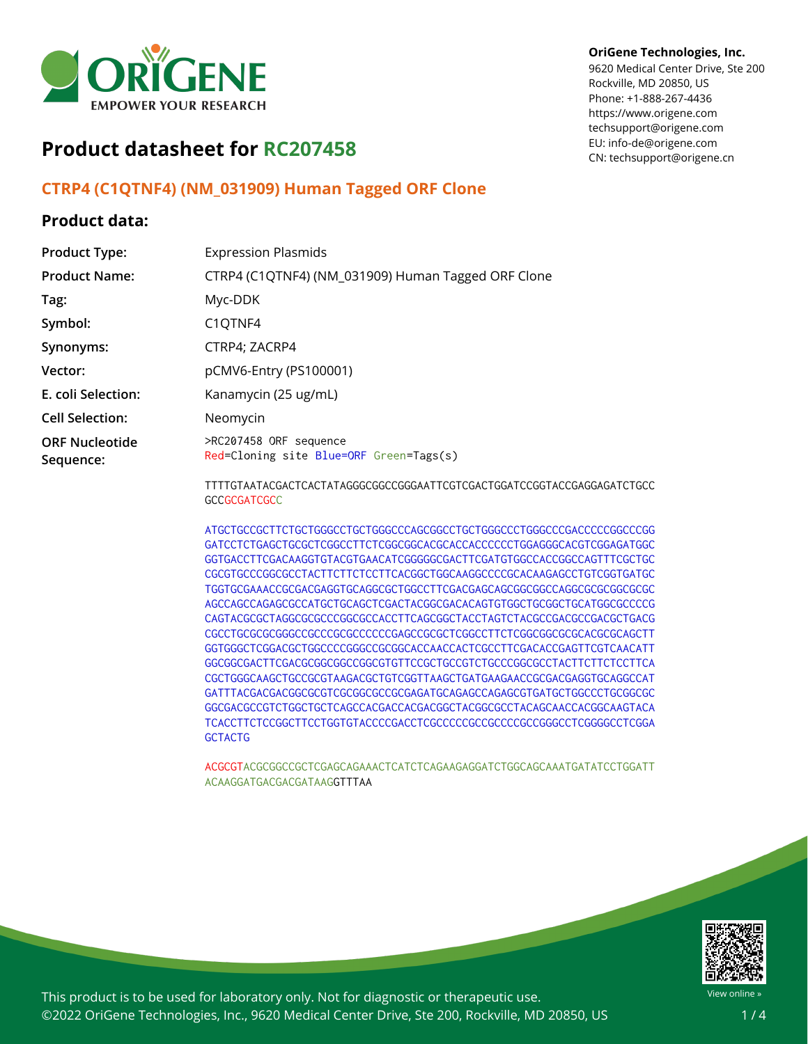**OriGene Technologies, Inc.**
9620 Medical Center Drive, Ste 200
Rockville, MD 20850, US
Phone: +1-888-267-4436
https://www.origene.com
techsupport@origene.com
EU: info-de@origene.com
CN: techsupport@origene.cn

# Product datasheet for RC207458

## CTRP4 (C1QTNF4) (NM_031909) Human Tagged ORF Clone

### Product data:

| | |
|---|---|
| **Product Type:** | Expression Plasmids |
| **Product Name:** | CTRP4 (C1QTNF4) (NM_031909) Human Tagged ORF Clone |
| **Tag:** | Myc-DDK |
| **Symbol:** | C1QTNF4 |
| **Synonyms:** | CTRP4; ZACRP4 |
| **Vector:** | pCMV6-Entry (PS100001) |
| **E. coli Selection:** | Kanamycin (25 ug/mL) |
| **Cell Selection:** | Neomycin |

**ORF Nucleotide Sequence:**

```
>RC207458 ORF sequence
Red=Cloning site Blue=ORF Green=Tags(s)

TTTTGTAATACGACTCACTATAGGGCGGCCGGGAATTCGTCGACTGGATCCGGTACCGAGGAGATCTGCC
GCCGCGATCGCC

ATGCTGCCGCTTCTGCTGGGCCTGCTGGGCCCAGCGGCCTGCTGGGCCCTGGGCCCGACCCCCGGCCCGG
GATCCTCTGAGCTGCGCTCGGCCTTCTCGGCGGCACGCACCACCCCCCTGGAGGGCACGTCGGAGATGGC
GGTGACCTTCGACAAGGTGTACGTGAACATCGGGGGCGACTTCGATGTGGCCACCGGCCAGTTTCGCTGC
CGCGTGCCCGGCGCCTACTTCTTCTCCTTCACGGCTGGCAAGGCCCCGCACAAGAGCCTGTCGGTGATGC
TGGTGCGAAACCGCGACGAGGTGCAGGCGCTGGCCTTCGACGAGCAGCGGCGGCCAGGCGCGCGGCGCGC
AGCCAGCCAGAGCGCCATGCTGCAGCTCGACTACGGCGACACAGTGTGGCTGCGGCTGCATGGCGCCCCG
CAGTACGCGCTAGGCGCGCCCGGCGCCACCTTCAGCGGCTACCTAGTCTACGCCGACGCCGACGCTGACG
CGCCTGCGCGCGGGCCGCCCGCGCCCCCCGAGCCGCGCTCGGCCTTCTCGGCGGCGCGCACGCGCAGCTT
GGTGGGCTCGGACGCTGGCCCCGGGCCGCGGCACCAACCACTCGCCTTCGACACCGAGTTCGTCAACATT
GGCGGCGACTTCGACGCGGCGGCCGGCGTGTTCCGCTGCCGTCTGCCCGGCGCCTACTTCTTCTCCTTCA
CGCTGGGCAAGCTGCCGCGTAAGACGCTGTCGGTTAAGCTGATGAAGAACCGCGACGAGGTGCAGGCCAT
GATTTACGACGACGGCGCGTCGCGGCGCCGCGAGATGCAGAGCCAGAGCGTGATGCTGGCCCTGCGGCGC
GGCGACGCCGTCTGGCTGCTCAGCCACGACCACGACGGCTACGGCGCCTACAGCAACCACGGCAAGTACA
TCACCTTCTCCGGCTTCCTGGTGTACCCCGACCTCGCCCCCGCCGCCCCGCCGGGCCTCGGGGCCTCGGA
GCTACTG

ACGCGTACGCGGCCGCTCGAGCAGAAACTCATCTCAGAAGAGGATCTGGCAGCAAATGATATCCTGGATT
ACAAGGATGACGACGATAAGGTTTAA
```

This product is to be used for laboratory only. Not for diagnostic or therapeutic use.
©2022 OriGene Technologies, Inc., 9620 Medical Center Drive, Ste 200, Rockville, MD 20850, US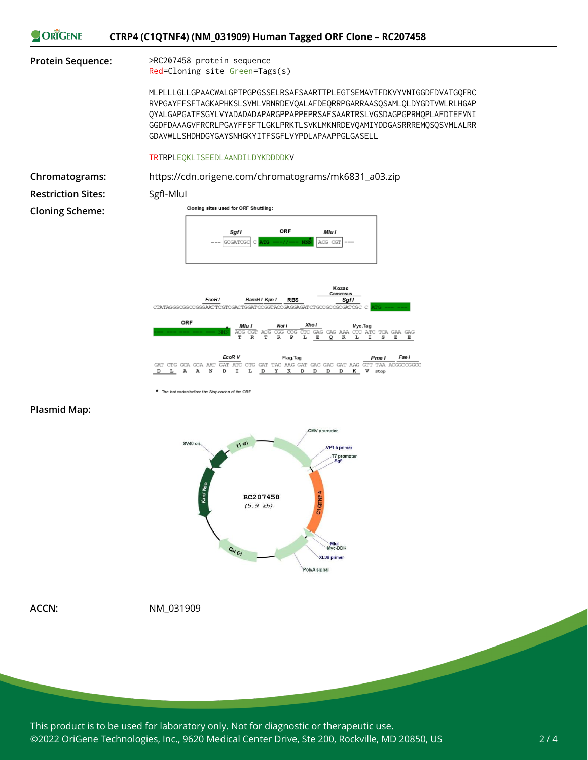**Protein Sequence:**

```
>RC207458 protein sequence
Red=Cloning site Green=Tags(s)

MLPLLLGLLGPAACWALGPTPGPGSSELRSAFSAARTTPLEGTSEMAVTFDKVYVNIGGDFDVATGQFRC
RVPGAYFFSFTAGKAPHKSLSVMLVRNRDEVQALAFDEQRRPGARRAASQSAMLQLDYGDTVWLRLHGAP
QYALGAPGATFSGYLVYADADADAPARGPPAPPEPRSAFSAARTRSLVGSDAGPGPRHQPLAFDTEFVNI
GGDFDAAAGVFRCRLPGAYFFSFTLGKLPRKTLSVKLMKNRDEVQAMIYDDGASRRREMQSQSVMLALRR
GDAVWLLSHDHDGYGAYSNHGKYITFSGFLVYPDLAPAAPPGLGASELL

TRTRPLEQKLISEEDLAANDILDYKDDDDKV
```

**Chromatograms:** https://cdn.origene.com/chromatograms/mk6831_a03.zip

**Restriction Sites:** SgfI-MluI

**Cloning Scheme:**

Cloning sites used for ORF Shuttling:

--- GCGATCGC C ATG ---//--- NNN ACG CGT ---

SgfI ... ORF ... MluI

CTATAGGGCGGCCGGGAATTCGTCGACTGGATCCGGTACCGAGGAGATCTGCCGCCGCGATCGC C ATG --- ---

(EcoR I, BamH I Kpn I, RBS, Kozac Consensus, SgfI)

ORF --- NNN ACG CGT ACG CGG CCG CTC GAG CAG AAA CTC ATC TCA GAA GAG
T R T R P L E Q K L I S E E
(Mlu I, Not I, Xho I, Myc.Tag)

GAT CTG GCA GCA AAT GAT ATC CTG GAT TAC AAG GAT GAC GAC GAT AAG GTT TAA ACGGCCGGCC
D L A A N D I L D Y K D D D D K V Stop
(EcoR V, Flag.Tag, Pme I, Fse I)

\* The last codon before the Stop codon of the ORF

**Plasmid Map:**

RC207458 (5.9 kb) — CMV promoter, VP1.5 primer, T7 promoter, SgfI, C1QTNF4, MluI, Myc-DDK, XL39 primer, PolyA signal, Col E1, Kan/Neo, SV40 ori, f1 ori

**ACCN:** NM_031909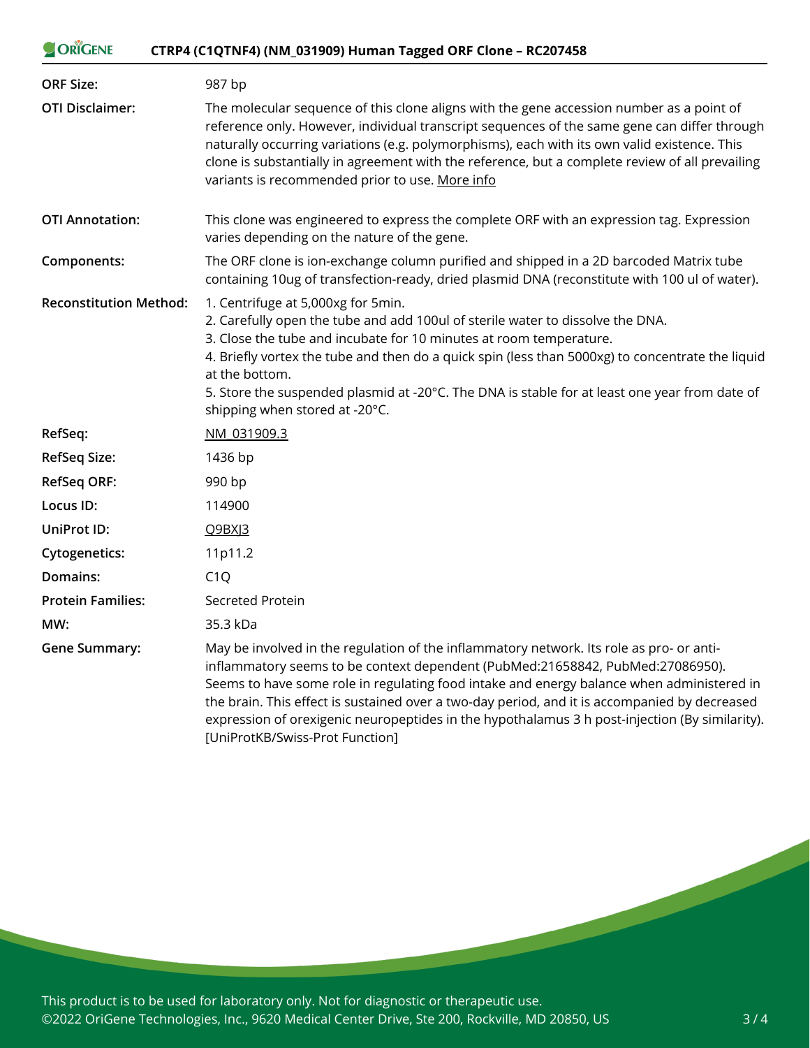| | |
|---|---|
| **ORF Size:** | 987 bp |
| **OTI Disclaimer:** | The molecular sequence of this clone aligns with the gene accession number as a point of reference only. However, individual transcript sequences of the same gene can differ through naturally occurring variations (e.g. polymorphisms), each with its own valid existence. This clone is substantially in agreement with the reference, but a complete review of all prevailing variants is recommended prior to use. More info |
| **OTI Annotation:** | This clone was engineered to express the complete ORF with an expression tag. Expression varies depending on the nature of the gene. |
| **Components:** | The ORF clone is ion-exchange column purified and shipped in a 2D barcoded Matrix tube containing 10ug of transfection-ready, dried plasmid DNA (reconstitute with 100 ul of water). |
| **Reconstitution Method:** | 1. Centrifuge at 5,000xg for 5min.<br>2. Carefully open the tube and add 100ul of sterile water to dissolve the DNA.<br>3. Close the tube and incubate for 10 minutes at room temperature.<br>4. Briefly vortex the tube and then do a quick spin (less than 5000xg) to concentrate the liquid at the bottom.<br>5. Store the suspended plasmid at -20°C. The DNA is stable for at least one year from date of shipping when stored at -20°C. |
| **RefSeq:** | NM_031909.3 |
| **RefSeq Size:** | 1436 bp |
| **RefSeq ORF:** | 990 bp |
| **Locus ID:** | 114900 |
| **UniProt ID:** | Q9BXJ3 |
| **Cytogenetics:** | 11p11.2 |
| **Domains:** | C1Q |
| **Protein Families:** | Secreted Protein |
| **MW:** | 35.3 kDa |
| **Gene Summary:** | May be involved in the regulation of the inflammatory network. Its role as pro- or anti-inflammatory seems to be context dependent (PubMed:21658842, PubMed:27086950). Seems to have some role in regulating food intake and energy balance when administered in the brain. This effect is sustained over a two-day period, and it is accompanied by decreased expression of orexigenic neuropeptides in the hypothalamus 3 h post-injection (By similarity). [UniProtKB/Swiss-Prot Function] |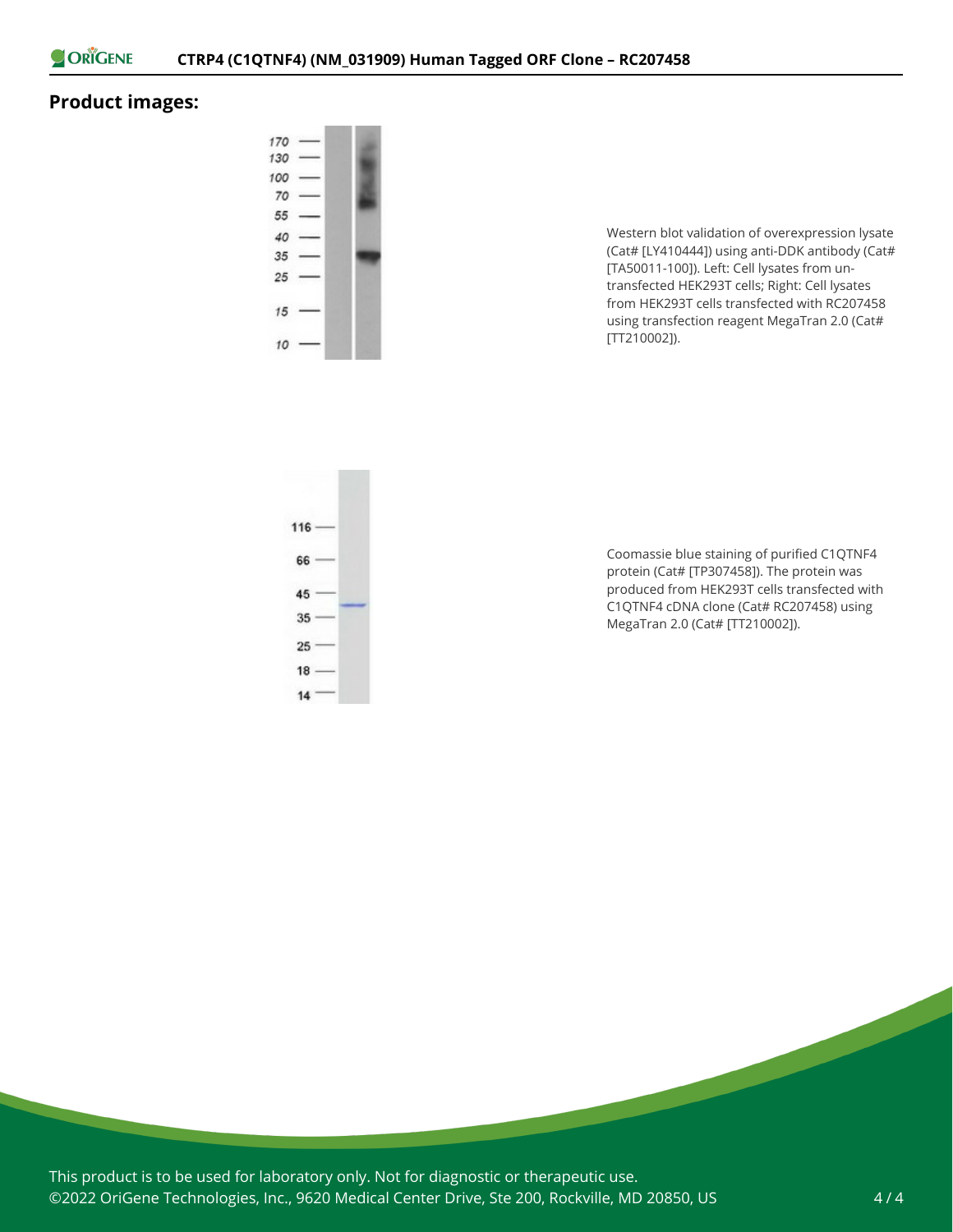## Product images:

170
130
100
70
55
40
35
25
15
10

Western blot validation of overexpression lysate (Cat# [LY410444]) using anti-DDK antibody (Cat# [TA50011-100]). Left: Cell lysates from un-transfected HEK293T cells; Right: Cell lysates from HEK293T cells transfected with RC207458 using transfection reagent MegaTran 2.0 (Cat# [TT210002]).

116
66
45
35
25
18
14

Coomassie blue staining of purified C1QTNF4 protein (Cat# [TP307458]). The protein was produced from HEK293T cells transfected with C1QTNF4 cDNA clone (Cat# RC207458) using MegaTran 2.0 (Cat# [TT210002]).

This product is to be used for laboratory only. Not for diagnostic or therapeutic use.
©2022 OriGene Technologies, Inc., 9620 Medical Center Drive, Ste 200, Rockville, MD 20850, US